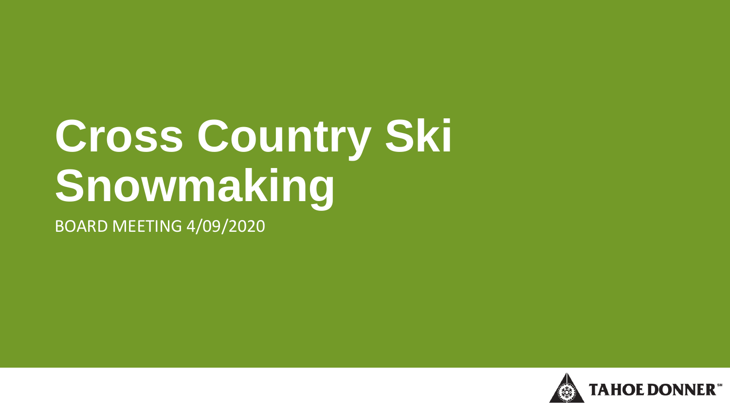# Cross Country Ski Snowmaking

BOARD MEETING 4/09/2020

TAHOE DONNER℠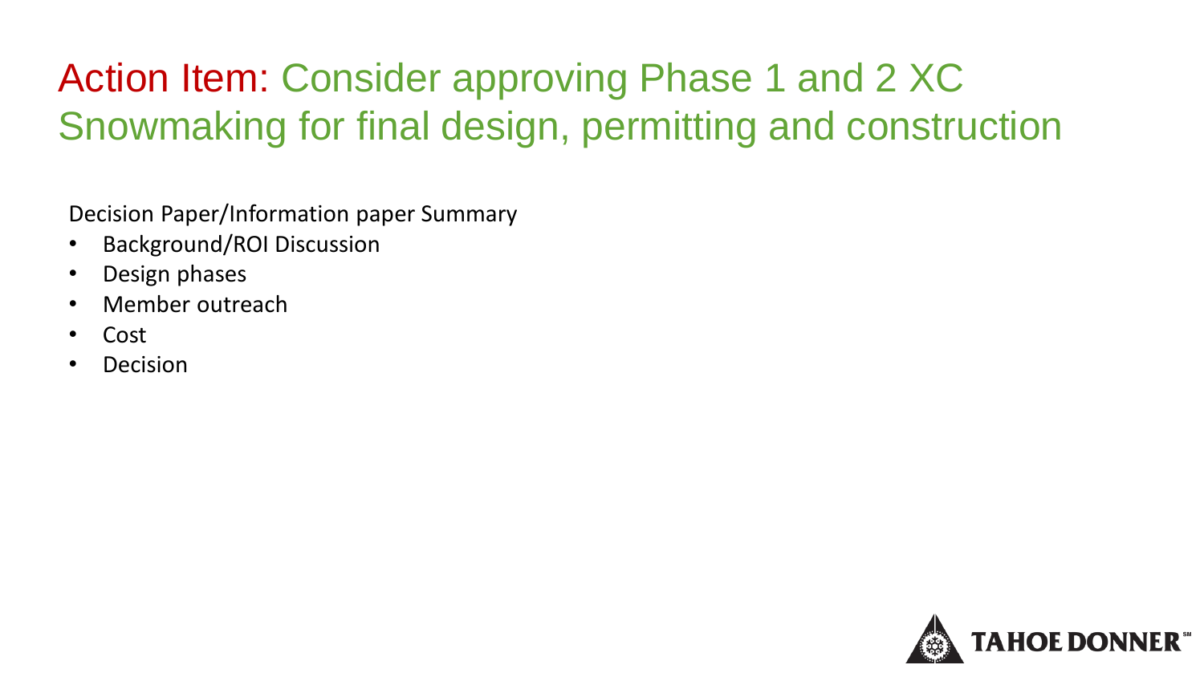# Action Item: Consider approving Phase 1 and 2 XC Snowmaking for final design, permitting and construction

Decision Paper/Information paper Summary

- Background/ROI Discussion
- Design phases
- Member outreach
- Cost
- Decision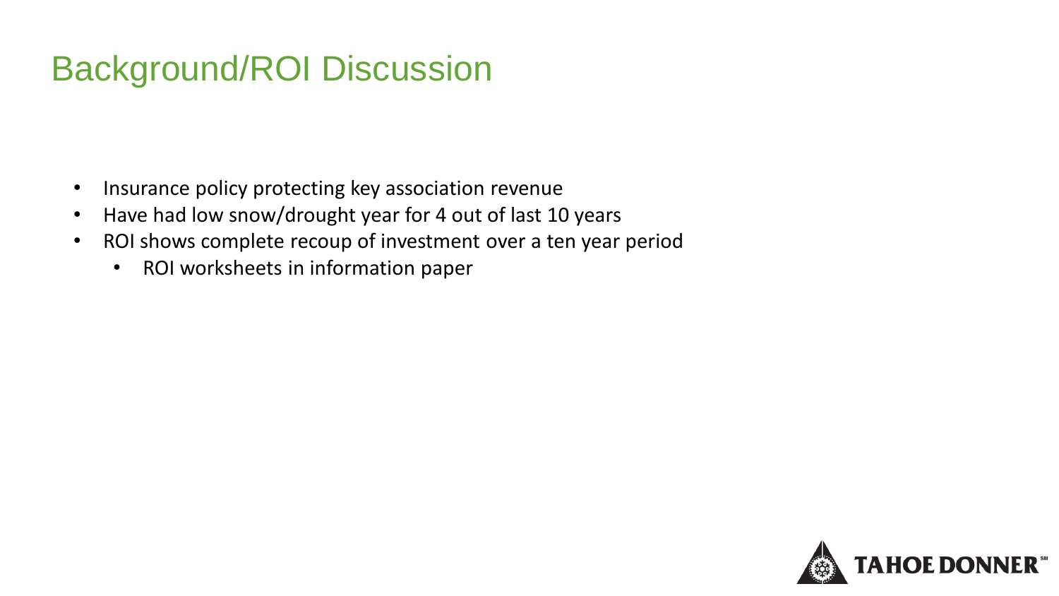# Background/ROI Discussion

- Insurance policy protecting key association revenue
- Have had low snow/drought year for 4 out of last 10 years
- ROI shows complete recoup of investment over a ten year period
  - ROI worksheets in information paper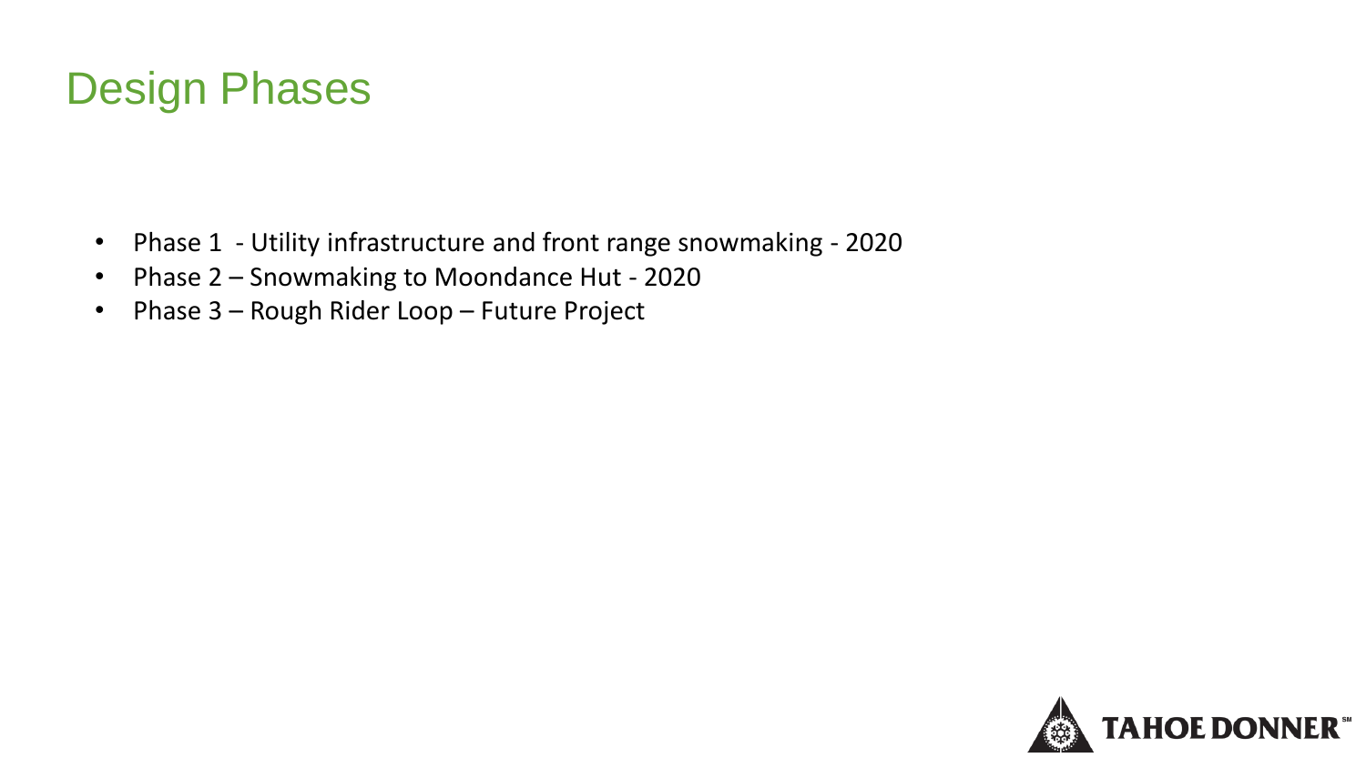# Design Phases

- Phase 1 - Utility infrastructure and front range snowmaking - 2020
- Phase 2 – Snowmaking to Moondance Hut - 2020
- Phase 3 – Rough Rider Loop – Future Project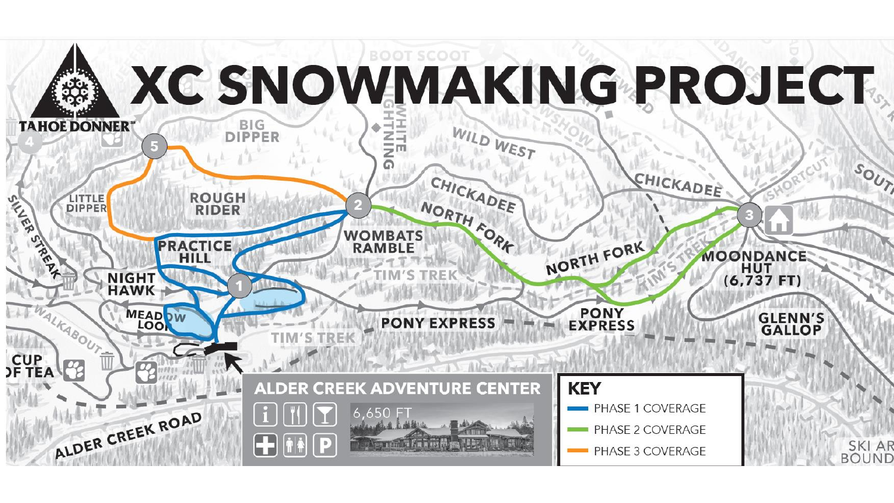# XC SNOWMAKING PROJECT

TAHOE DONNER

**ALDER CREEK ADVENTURE CENTER**

6,650 FT

MOONDANCE HUT (6,737 FT)

**KEY**

- PHASE 1 COVERAGE
- PHASE 2 COVERAGE
- PHASE 3 COVERAGE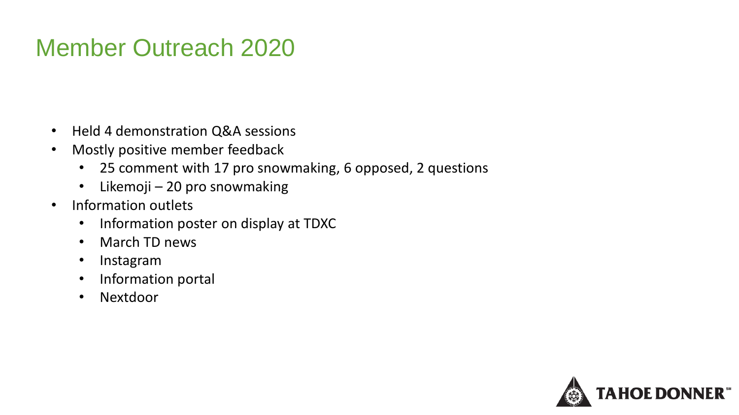# Member Outreach 2020

- Held 4 demonstration Q&A sessions
- Mostly positive member feedback
  - 25 comment with 17 pro snowmaking, 6 opposed, 2 questions
  - Likemoji – 20 pro snowmaking
- Information outlets
  - Information poster on display at TDXC
  - March TD news
  - Instagram
  - Information portal
  - Nextdoor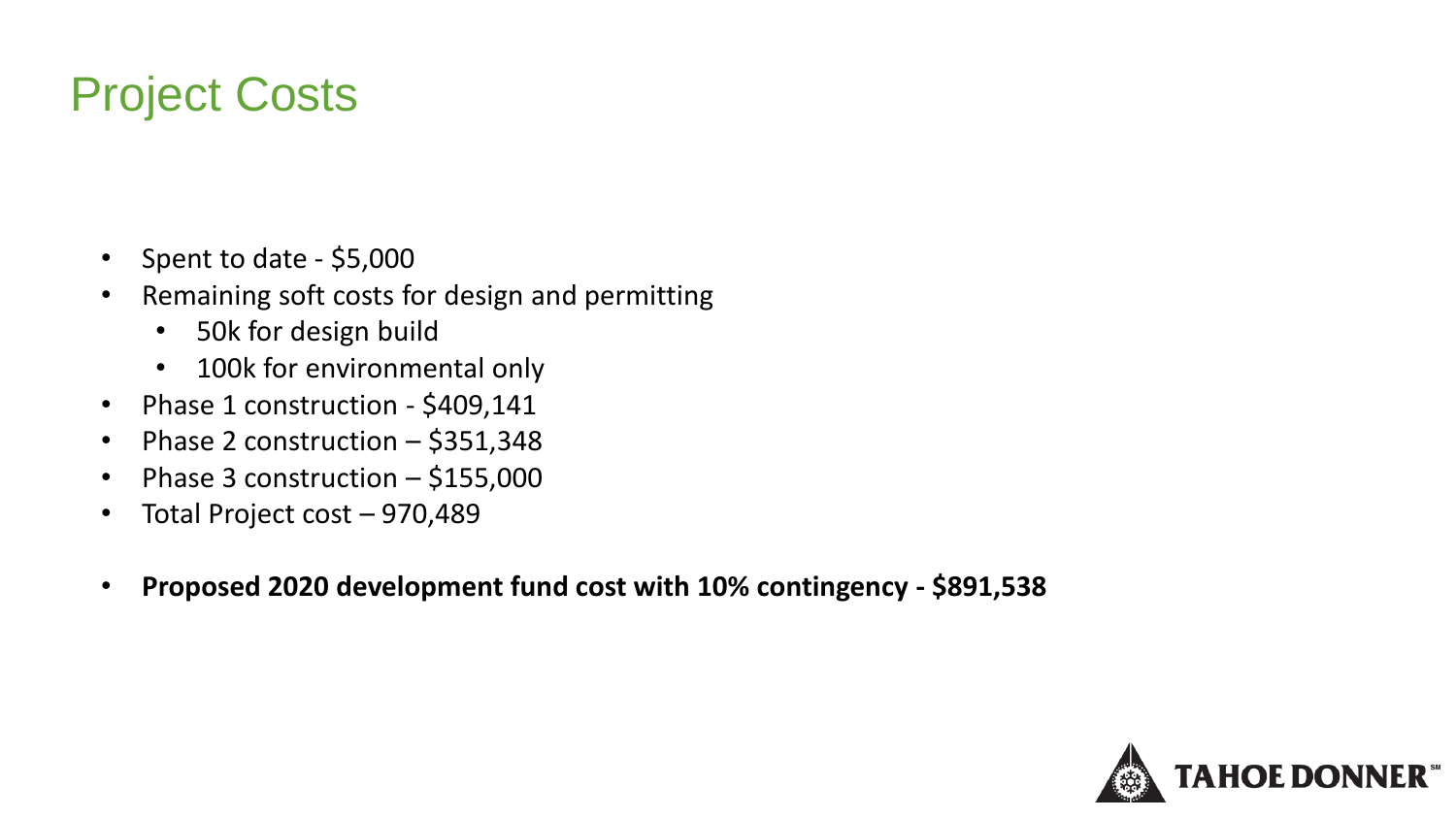# Project Costs

- Spent to date - $5,000
- Remaining soft costs for design and permitting
  - 50k for design build
  - 100k for environmental only
- Phase 1 construction - $409,141
- Phase 2 construction – $351,348
- Phase 3 construction – $155,000
- Total Project cost – 970,489

- **Proposed 2020 development fund cost with 10% contingency - $891,538**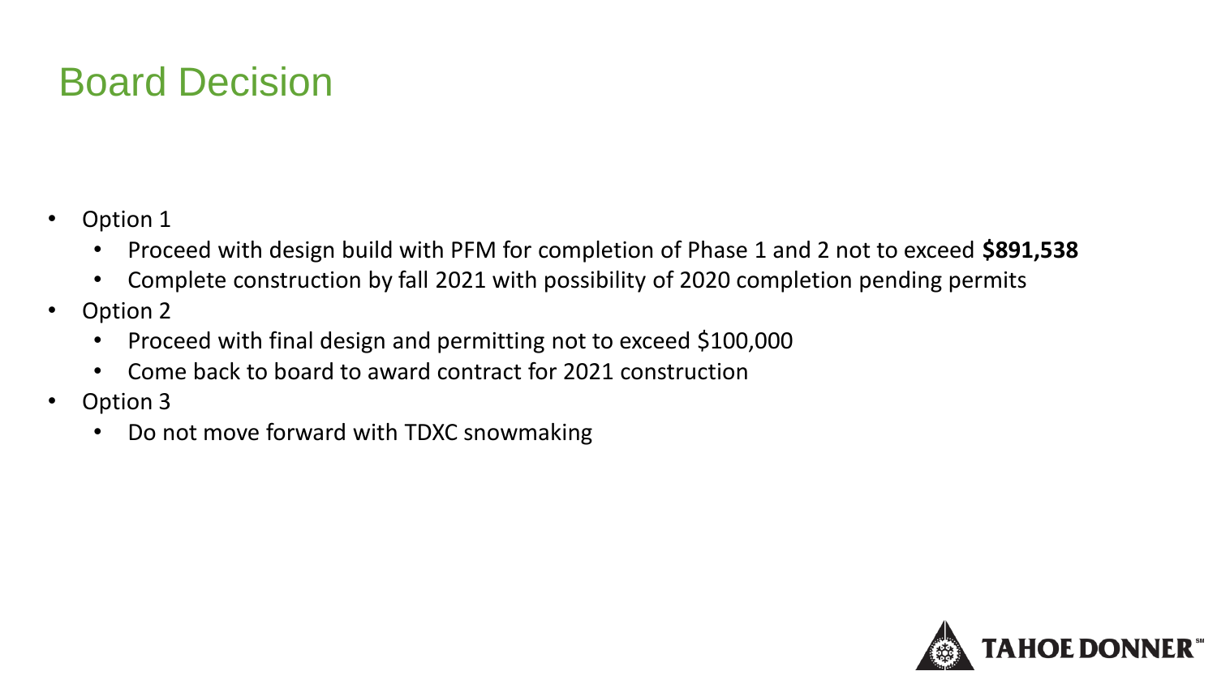# Board Decision

- Option 1
  - Proceed with design build with PFM for completion of Phase 1 and 2 not to exceed **$891,538**
  - Complete construction by fall 2021 with possibility of 2020 completion pending permits
- Option 2
  - Proceed with final design and permitting not to exceed $100,000
  - Come back to board to award contract for 2021 construction
- Option 3
  - Do not move forward with TDXC snowmaking